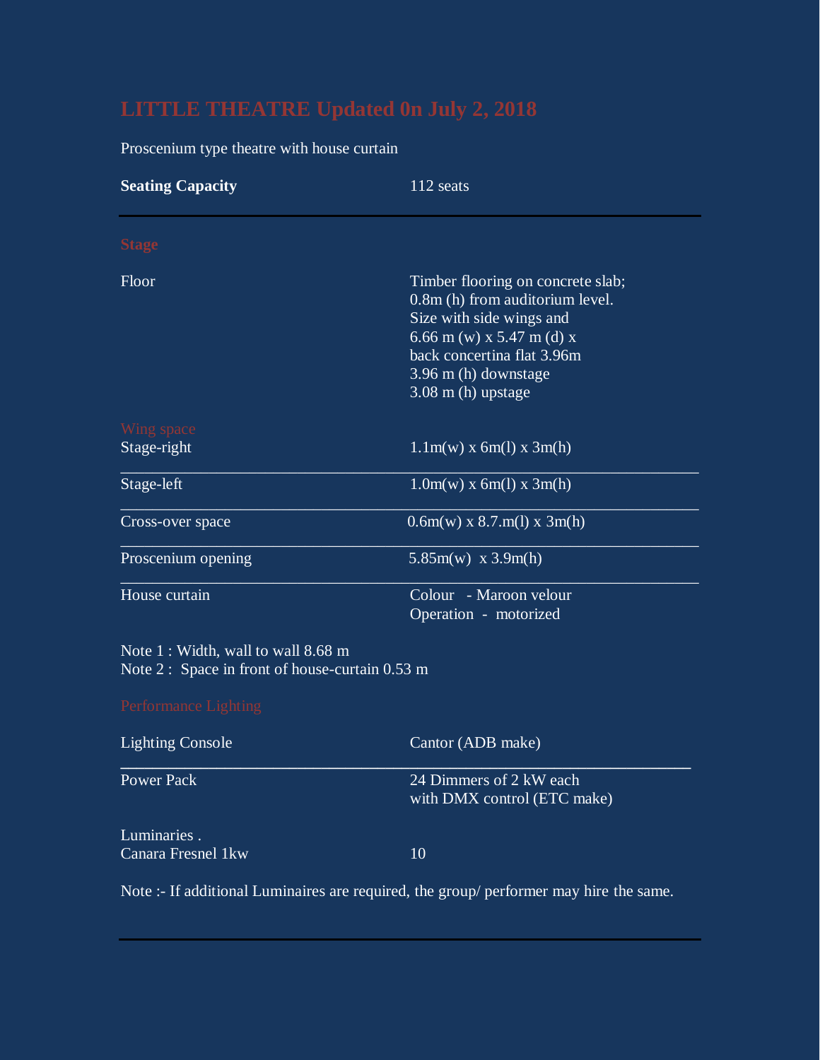# LITTLE THEATRE Updated 0n July 2, 2018

Proscenium type theatre with house curtain

| **Seating Capacity** | 112 seats |
|---|---|

## Stage

| | |
|---|---|
| Floor | Timber flooring on concrete slab; 0.8m (h) from auditorium level. Size with side wings and 6.66 m (w) x 5.47 m (d) x back concertina flat 3.96m 3.96 m (h) downstage 3.08 m (h) upstage |

### Wing space

| | |
|---|---|
| Stage-right | 1.1m(w) x 6m(l) x 3m(h) |
| Stage-left | 1.0m(w) x 6m(l) x 3m(h) |
| Cross-over space | 0.6m(w) x 8.7.m(l) x 3m(h) |
| Proscenium opening | 5.85m(w) x 3.9m(h) |
| House curtain | Colour - Maroon velour<br>Operation - motorized |

Note 1 : Width, wall to wall 8.68 m
Note 2 : Space in front of house-curtain 0.53 m

### Performance Lighting

| | |
|---|---|
| Lighting Console | Cantor (ADB make) |
| Power Pack | 24 Dimmers of 2 kW each with DMX control (ETC make) |
| Luminaries .<br>Canara Fresnel 1kw | 10 |

Note :- If additional Luminaires are required, the group/ performer may hire the same.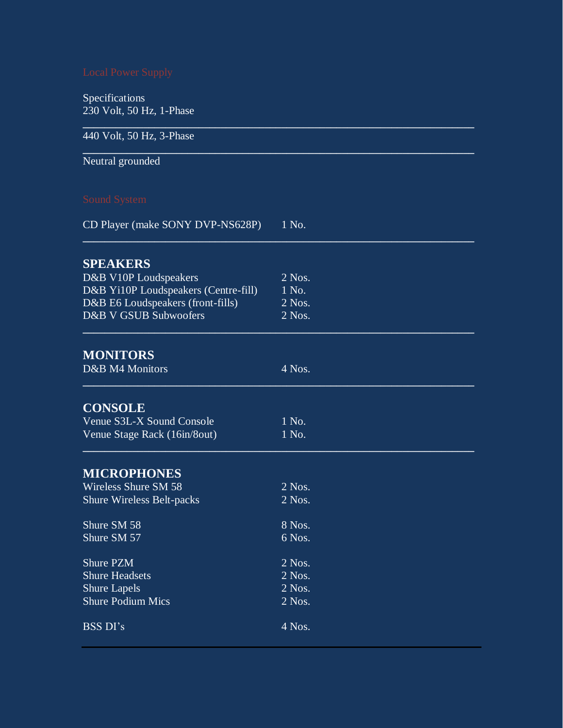## Local Power Supply

Specifications
230 Volt, 50 Hz, 1-Phase

---

440 Volt, 50 Hz, 3-Phase

---

Neutral grounded

## Sound System

| | |
|---|---|
| CD Player (make SONY DVP-NS628P) | 1 No. |

---

### SPEAKERS

| | |
|---|---|
| D&B V10P Loudspeakers | 2 Nos. |
| D&B Yi10P Loudspeakers (Centre-fill) | 1 No. |
| D&B E6 Loudspeakers (front-fills) | 2 Nos. |
| D&B V GSUB Subwoofers | 2 Nos. |

---

### MONITORS

| | |
|---|---|
| D&B M4 Monitors | 4 Nos. |

---

### CONSOLE

| | |
|---|---|
| Venue S3L-X Sound Console | 1 No. |
| Venue Stage Rack (16in/8out) | 1 No. |

---

### MICROPHONES

| | |
|---|---|
| Wireless Shure SM 58 | 2 Nos. |
| Shure Wireless Belt-packs | 2 Nos. |
| | |
| Shure SM 58 | 8 Nos. |
| Shure SM 57 | 6 Nos. |
| | |
| Shure PZM | 2 Nos. |
| Shure Headsets | 2 Nos. |
| Shure Lapels | 2 Nos. |
| Shure Podium Mics | 2 Nos. |
| | |
| BSS DI's | 4 Nos. |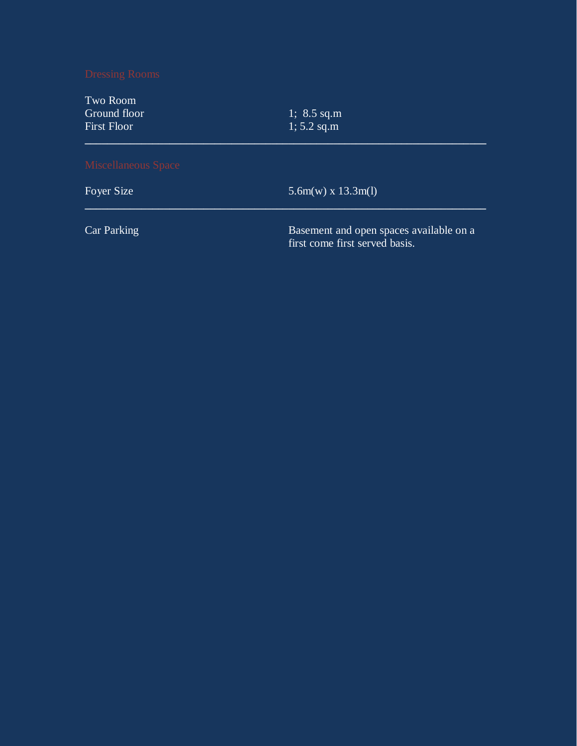## Dressing Rooms

| | |
|---|---|
| Two Room | |
| Ground floor | 1;  8.5 sq.m |
| First Floor | 1; 5.2 sq.m |

---

## Miscellaneous Space

| | |
|---|---|
| Foyer Size | 5.6m(w) x 13.3m(l) |

---

| | |
|---|---|
| Car Parking | Basement and open spaces available on a first come first served basis. |